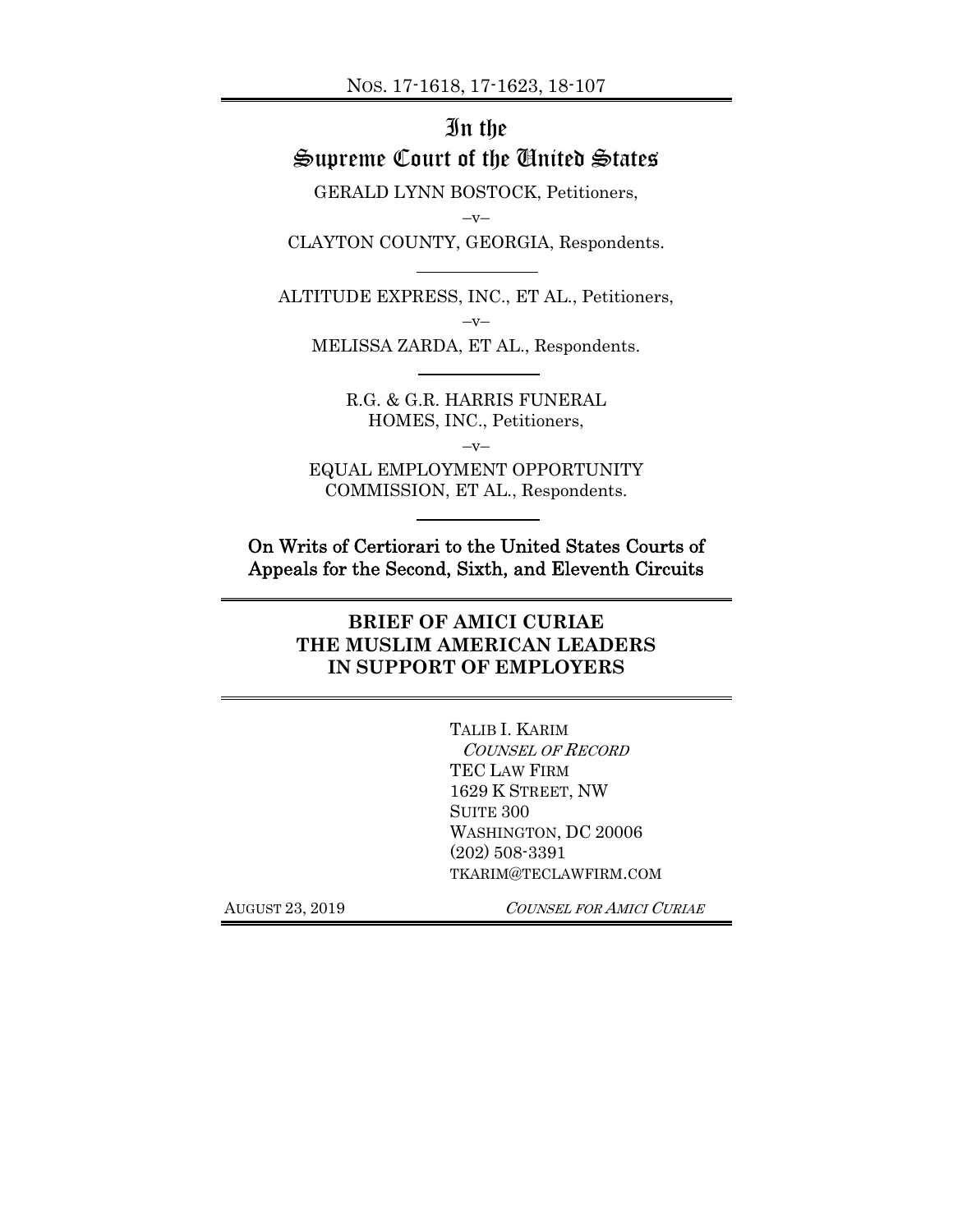NOS. 17-1618, 17-1623, 18-107

# In the Supreme Court of the United States

GERALD LYNN BOSTOCK, Petitioners,

–v–

CLAYTON COUNTY, GEORGIA, Respondents.

---

ALTITUDE EXPRESS, INC., ET AL., Petitioners,

–v–

MELISSA ZARDA, ET AL., Respondents.

---

R.G. & G.R. HARRIS FUNERAL HOMES, INC., Petitioners,

–v–

EQUAL EMPLOYMENT OPPORTUNITY COMMISSION, ET AL., Respondents.

---

On Writs of Certiorari to the United States Courts of Appeals for the Second, Sixth, and Eleventh Circuits

## BRIEF OF AMICI CURIAE THE MUSLIM AMERICAN LEADERS IN SUPPORT OF EMPLOYERS

TALIB I. KARIM
*COUNSEL OF RECORD*
TEC LAW FIRM
1629 K STREET, NW
SUITE 300
WASHINGTON, DC 20006
(202) 508-3391
TKARIM@TECLAWFIRM.COM

AUGUST 23, 2019

*COUNSEL FOR AMICI CURIAE*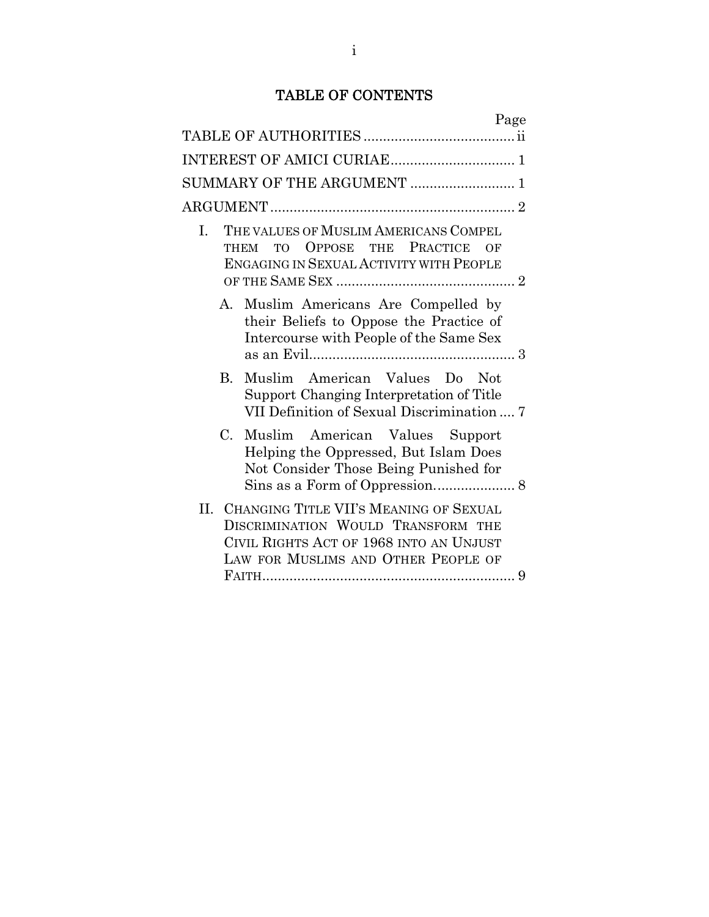# TABLE OF CONTENTS

| | Page |
|---|---|
| TABLE OF AUTHORITIES | ii |
| INTEREST OF AMICI CURIAE | 1 |
| SUMMARY OF THE ARGUMENT | 1 |
| ARGUMENT | 2 |
| I. THE VALUES OF MUSLIM AMERICANS COMPEL THEM TO OPPOSE THE PRACTICE OF ENGAGING IN SEXUAL ACTIVITY WITH PEOPLE OF THE SAME SEX | 2 |
| A. Muslim Americans Are Compelled by their Beliefs to Oppose the Practice of Intercourse with People of the Same Sex as an Evil | 3 |
| B. Muslim American Values Do Not Support Changing Interpretation of Title VII Definition of Sexual Discrimination | 7 |
| C. Muslim American Values Support Helping the Oppressed, But Islam Does Not Consider Those Being Punished for Sins as a Form of Oppression | 8 |
| II. CHANGING TITLE VII'S MEANING OF SEXUAL DISCRIMINATION WOULD TRANSFORM THE CIVIL RIGHTS ACT OF 1968 INTO AN UNJUST LAW FOR MUSLIMS AND OTHER PEOPLE OF FAITH | 9 |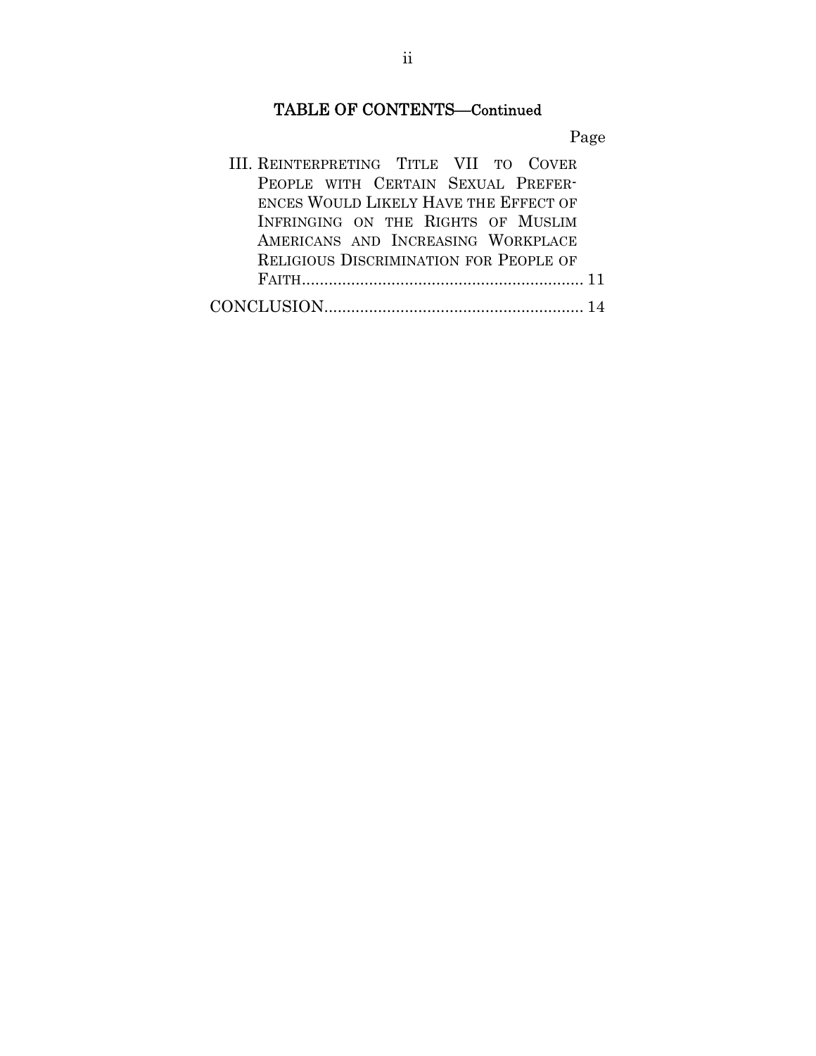## TABLE OF CONTENTS—Continued

| | Page |
|---|---|
| III. REINTERPRETING TITLE VII TO COVER PEOPLE WITH CERTAIN SEXUAL PREFERENCES WOULD LIKELY HAVE THE EFFECT OF INFRINGING ON THE RIGHTS OF MUSLIM AMERICANS AND INCREASING WORKPLACE RELIGIOUS DISCRIMINATION FOR PEOPLE OF FAITH | 11 |
| CONCLUSION | 14 |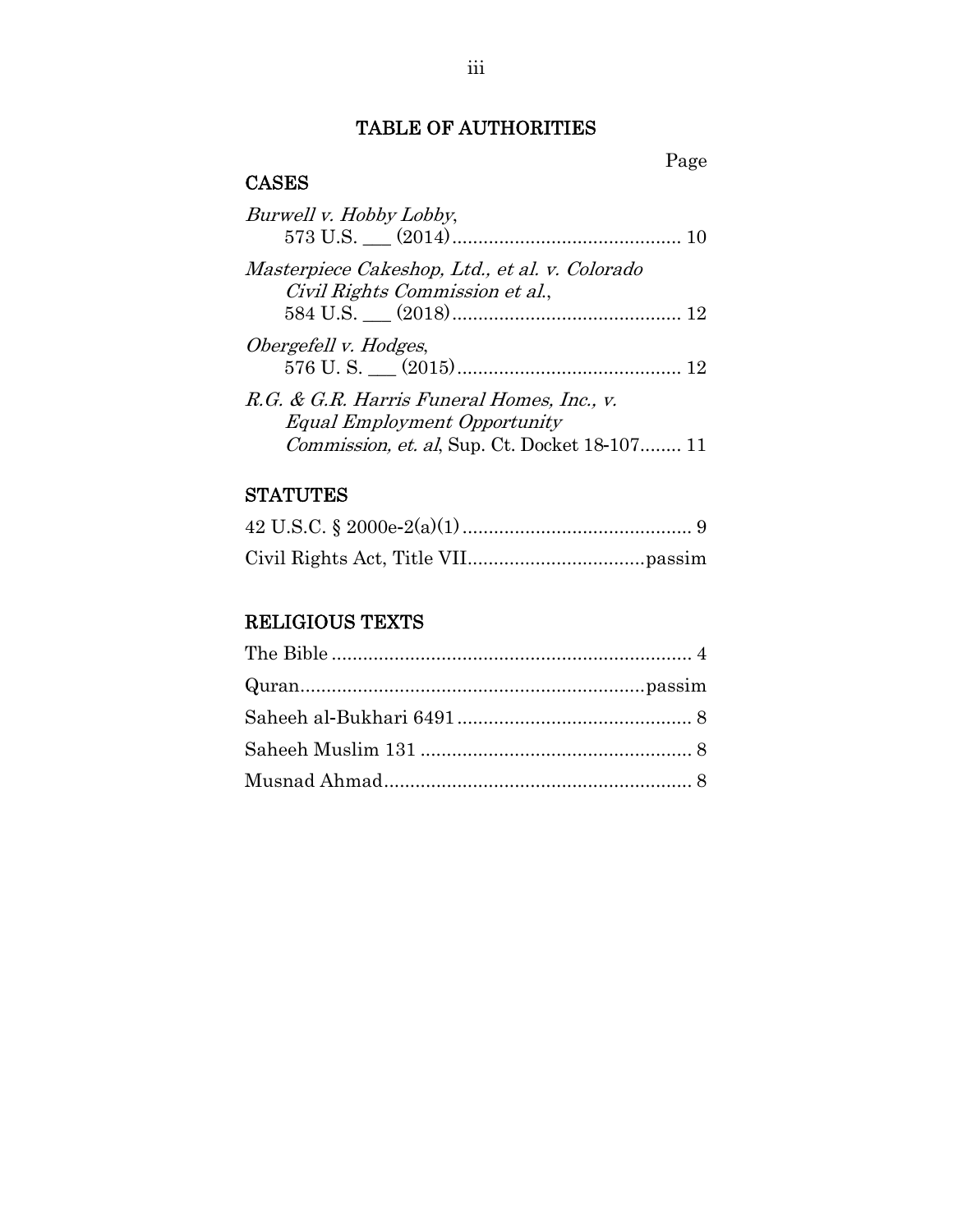# TABLE OF AUTHORITIES

Page

## CASES

*Burwell v. Hobby Lobby*,
573 U.S. ___ (2014) ........................................... 10

*Masterpiece Cakeshop, Ltd., et al. v. Colorado Civil Rights Commission et al.*,
584 U.S. ___ (2018) ........................................... 12

*Obergefell v. Hodges*,
576 U. S. ___ (2015) .......................................... 12

*R.G. & G.R. Harris Funeral Homes, Inc., v. Equal Employment Opportunity Commission, et. al*, Sup. Ct. Docket 18-107........ 11

## STATUTES

42 U.S.C. § 2000e-2(a)(1) ........................................... 9

Civil Rights Act, Title VII.................................passim

## RELIGIOUS TEXTS

The Bible .................................................................... 4

Quran.................................................................passim

Saheeh al-Bukhari 6491 ............................................ 8

Saheeh Muslim 131 ................................................... 8

Musnad Ahmad.......................................................... 8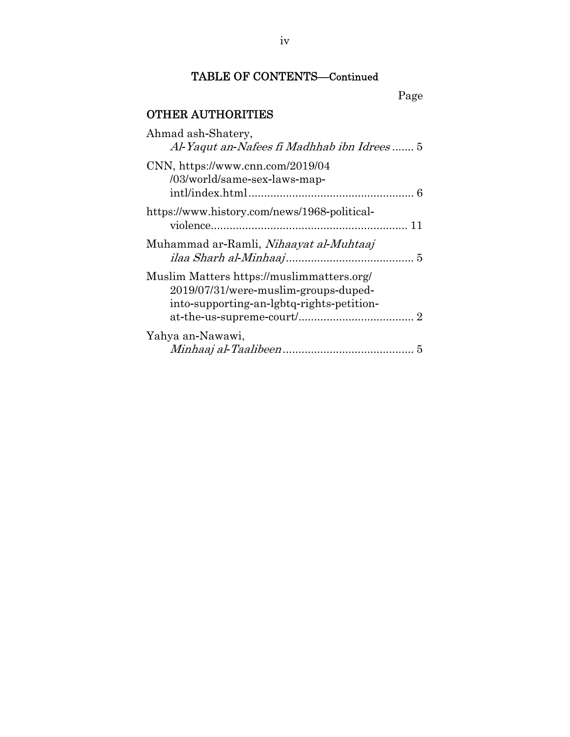## TABLE OF CONTENTS—Continued

Page

### OTHER AUTHORITIES

Ahmad ash-Shatery, *Al-Yaqut an-Nafees fi Madhhab ibn Idrees* ....... 5

CNN, https://www.cnn.com/2019/04/03/world/same-sex-laws-map-intl/index.html ..................................................... 6

https://www.history.com/news/1968-political-violence.............................................................. 11

Muhammad ar-Ramli, *Nihaayat al-Muhtaaj ilaa Sharh al-Minhaaj*......................................... 5

Muslim Matters https://muslimmatters.org/2019/07/31/were-muslim-groups-duped-into-supporting-an-lgbtq-rights-petition-at-the-us-supreme-court/..................................... 2

Yahya an-Nawawi, *Minhaaj al-Taalibeen*.......................................... 5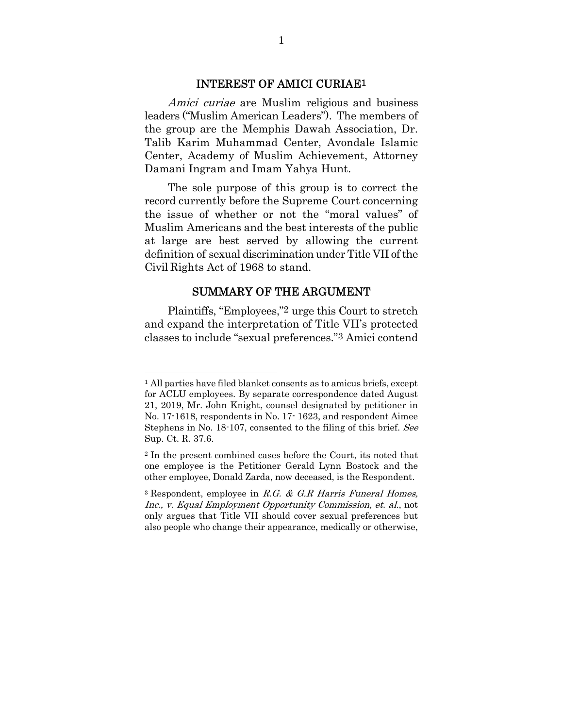## INTEREST OF AMICI CURIAE[1]

*Amici curiae* are Muslim religious and business leaders ("Muslim American Leaders"). The members of the group are the Memphis Dawah Association, Dr. Talib Karim Muhammad Center, Avondale Islamic Center, Academy of Muslim Achievement, Attorney Damani Ingram and Imam Yahya Hunt.

The sole purpose of this group is to correct the record currently before the Supreme Court concerning the issue of whether or not the "moral values" of Muslim Americans and the best interests of the public at large are best served by allowing the current definition of sexual discrimination under Title VII of the Civil Rights Act of 1968 to stand.

## SUMMARY OF THE ARGUMENT

Plaintiffs, "Employees,"[2] urge this Court to stretch and expand the interpretation of Title VII's protected classes to include "sexual preferences."[3] Amici contend

---

[1] All parties have filed blanket consents as to amicus briefs, except for ACLU employees. By separate correspondence dated August 21, 2019, Mr. John Knight, counsel designated by petitioner in No. 17-1618, respondents in No. 17- 1623, and respondent Aimee Stephens in No. 18-107, consented to the filing of this brief. *See* Sup. Ct. R. 37.6.

[2] In the present combined cases before the Court, its noted that one employee is the Petitioner Gerald Lynn Bostock and the other employee, Donald Zarda, now deceased, is the Respondent.

[3] Respondent, employee in *R.G. & G.R Harris Funeral Homes, Inc., v. Equal Employment Opportunity Commission, et. al.*, not only argues that Title VII should cover sexual preferences but also people who change their appearance, medically or otherwise,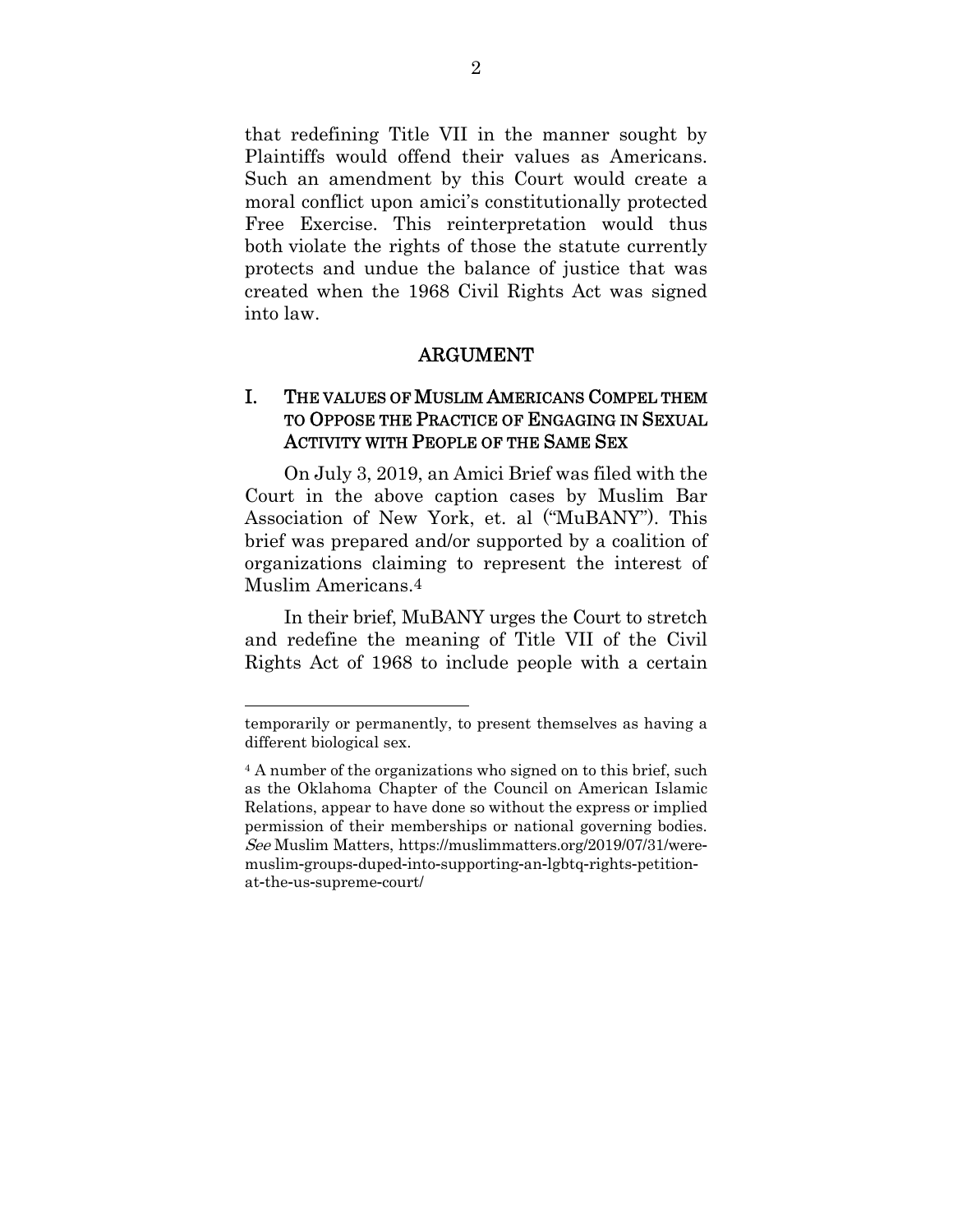that redefining Title VII in the manner sought by Plaintiffs would offend their values as Americans. Such an amendment by this Court would create a moral conflict upon amici's constitutionally protected Free Exercise. This reinterpretation would thus both violate the rights of those the statute currently protects and undue the balance of justice that was created when the 1968 Civil Rights Act was signed into law.

## ARGUMENT

### I. THE VALUES OF MUSLIM AMERICANS COMPEL THEM TO OPPOSE THE PRACTICE OF ENGAGING IN SEXUAL ACTIVITY WITH PEOPLE OF THE SAME SEX

On July 3, 2019, an Amici Brief was filed with the Court in the above caption cases by Muslim Bar Association of New York, et. al ("MuBANY"). This brief was prepared and/or supported by a coalition of organizations claiming to represent the interest of Muslim Americans.[4]

In their brief, MuBANY urges the Court to stretch and redefine the meaning of Title VII of the Civil Rights Act of 1968 to include people with a certain

---

temporarily or permanently, to present themselves as having a different biological sex.

[4] A number of the organizations who signed on to this brief, such as the Oklahoma Chapter of the Council on American Islamic Relations, appear to have done so without the express or implied permission of their memberships or national governing bodies. *See* Muslim Matters, https://muslimmatters.org/2019/07/31/were-muslim-groups-duped-into-supporting-an-lgbtq-rights-petition-at-the-us-supreme-court/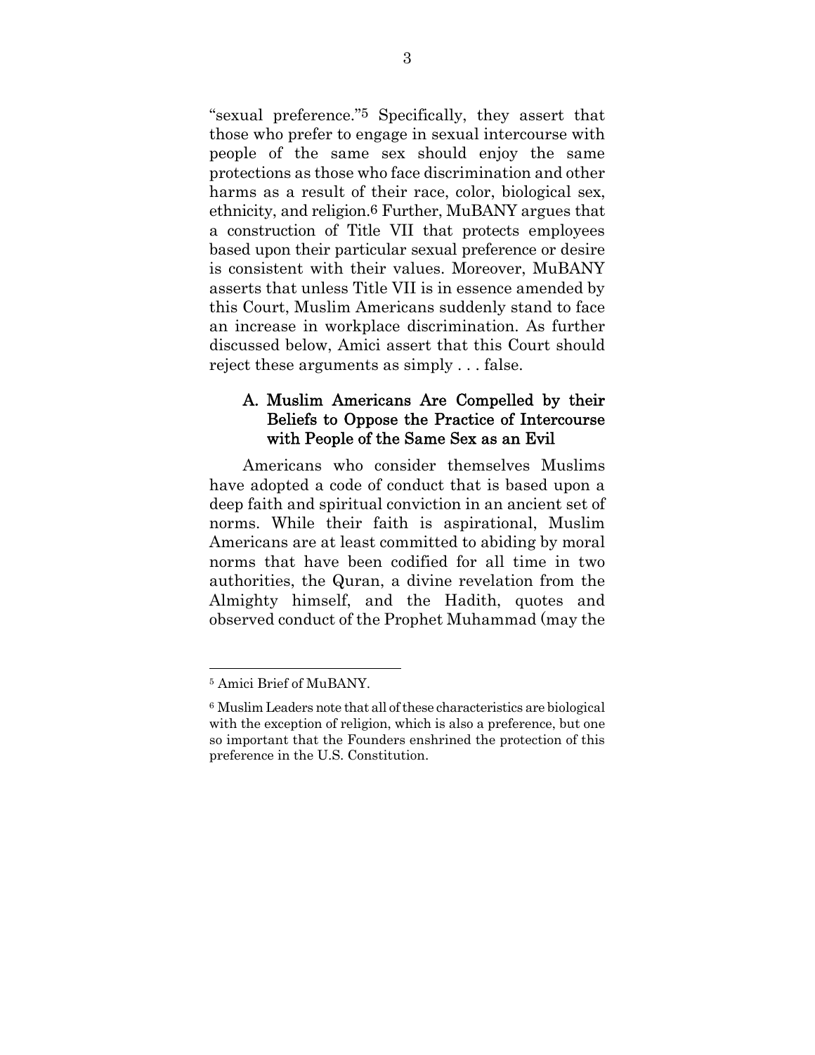"sexual preference."[5] Specifically, they assert that those who prefer to engage in sexual intercourse with people of the same sex should enjoy the same protections as those who face discrimination and other harms as a result of their race, color, biological sex, ethnicity, and religion.[6] Further, MuBANY argues that a construction of Title VII that protects employees based upon their particular sexual preference or desire is consistent with their values. Moreover, MuBANY asserts that unless Title VII is in essence amended by this Court, Muslim Americans suddenly stand to face an increase in workplace discrimination. As further discussed below, Amici assert that this Court should reject these arguments as simply . . . false.

### A. Muslim Americans Are Compelled by their Beliefs to Oppose the Practice of Intercourse with People of the Same Sex as an Evil

Americans who consider themselves Muslims have adopted a code of conduct that is based upon a deep faith and spiritual conviction in an ancient set of norms. While their faith is aspirational, Muslim Americans are at least committed to abiding by moral norms that have been codified for all time in two authorities, the Quran, a divine revelation from the Almighty himself, and the Hadith, quotes and observed conduct of the Prophet Muhammad (may the

---

[5] Amici Brief of MuBANY.

[6] Muslim Leaders note that all of these characteristics are biological with the exception of religion, which is also a preference, but one so important that the Founders enshrined the protection of this preference in the U.S. Constitution.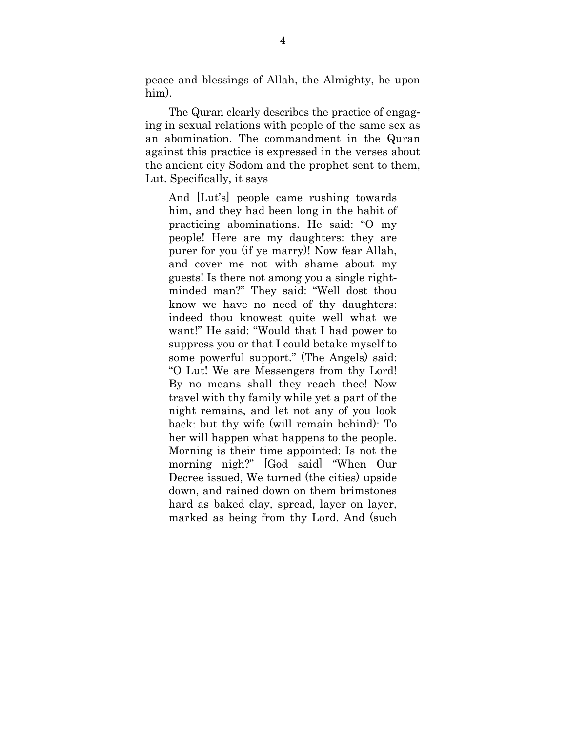peace and blessings of Allah, the Almighty, be upon him).

The Quran clearly describes the practice of engaging in sexual relations with people of the same sex as an abomination. The commandment in the Quran against this practice is expressed in the verses about the ancient city Sodom and the prophet sent to them, Lut. Specifically, it says

> And [Lut's] people came rushing towards him, and they had been long in the habit of practicing abominations. He said: "O my people! Here are my daughters: they are purer for you (if ye marry)! Now fear Allah, and cover me not with shame about my guests! Is there not among you a single right-minded man?" They said: "Well dost thou know we have no need of thy daughters: indeed thou knowest quite well what we want!" He said: "Would that I had power to suppress you or that I could betake myself to some powerful support." (The Angels) said: "O Lut! We are Messengers from thy Lord! By no means shall they reach thee! Now travel with thy family while yet a part of the night remains, and let not any of you look back: but thy wife (will remain behind): To her will happen what happens to the people. Morning is their time appointed: Is not the morning nigh?" [God said] "When Our Decree issued, We turned (the cities) upside down, and rained down on them brimstones hard as baked clay, spread, layer on layer, marked as being from thy Lord. And (such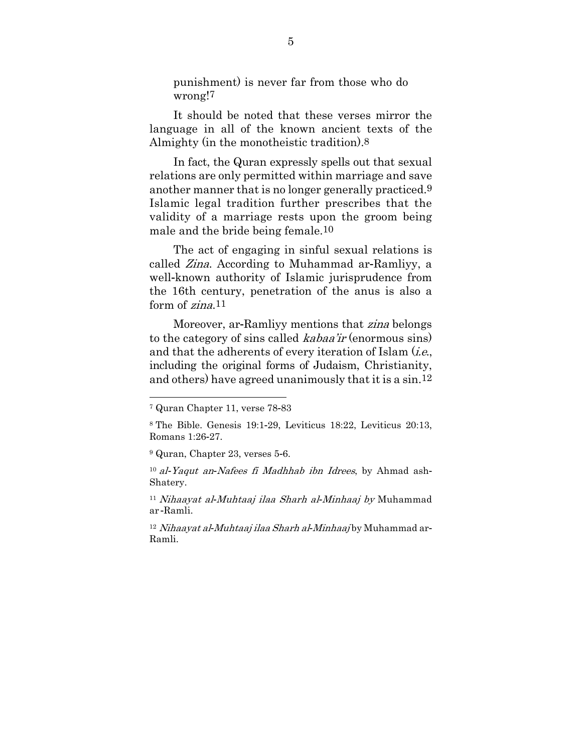punishment) is never far from those who do wrong![7]

It should be noted that these verses mirror the language in all of the known ancient texts of the Almighty (in the monotheistic tradition).[8]

In fact, the Quran expressly spells out that sexual relations are only permitted within marriage and save another manner that is no longer generally practiced.[9] Islamic legal tradition further prescribes that the validity of a marriage rests upon the groom being male and the bride being female.[10]

The act of engaging in sinful sexual relations is called *Zina*. According to Muhammad ar-Ramliyy, a well-known authority of Islamic jurisprudence from the 16th century, penetration of the anus is also a form of *zina*.[11]

Moreover, ar-Ramliyy mentions that *zina* belongs to the category of sins called *kabaa'ir* (enormous sins) and that the adherents of every iteration of Islam (*i.e.*, including the original forms of Judaism, Christianity, and others) have agreed unanimously that it is a sin.[12]

---

[7] Quran Chapter 11, verse 78-83

[8] The Bible. Genesis 19:1-29, Leviticus 18:22, Leviticus 20:13, Romans 1:26-27.

[9] Quran, Chapter 23, verses 5-6.

[10] *al-Yaqut an-Nafees fi Madhhab ibn Idrees*, by Ahmad ash-Shatery.

[11] *Nihaayat al-Muhtaaj ilaa Sharh al-Minhaaj by* Muhammad ar-Ramli.

[12] *Nihaayat al-Muhtaaj ilaa Sharh al-Minhaaj* by Muhammad ar-Ramli.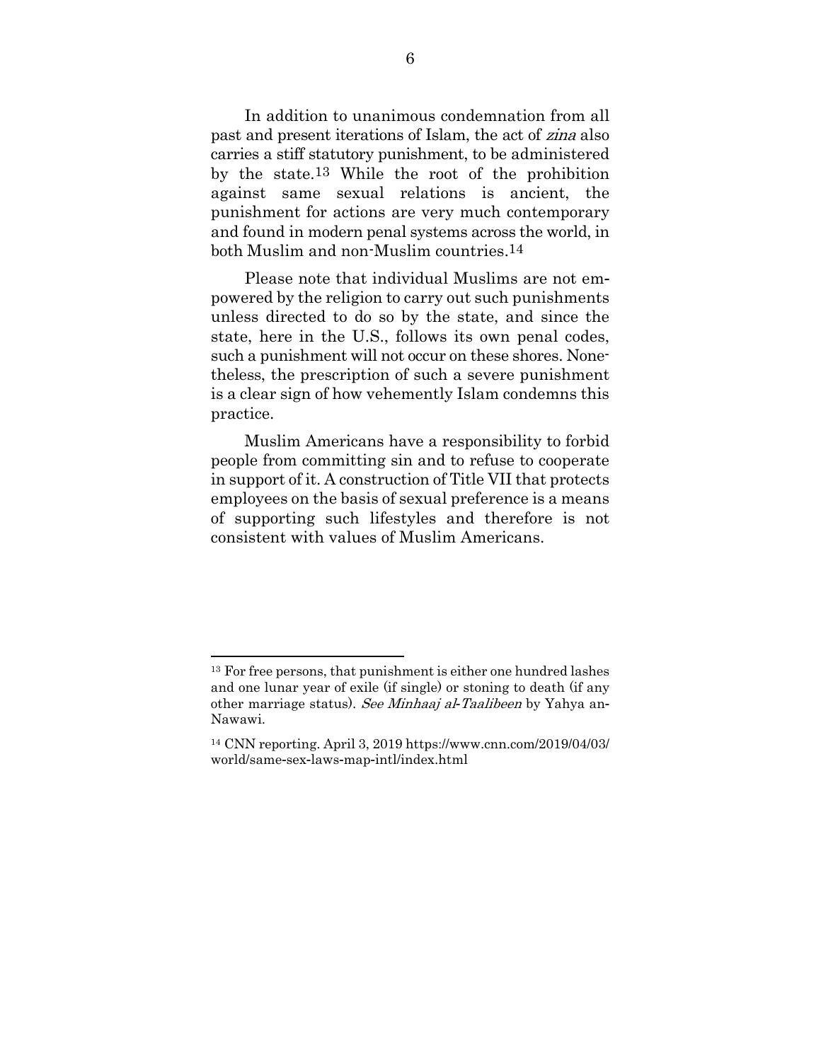In addition to unanimous condemnation from all past and present iterations of Islam, the act of *zina* also carries a stiff statutory punishment, to be administered by the state.[13] While the root of the prohibition against same sexual relations is ancient, the punishment for actions are very much contemporary and found in modern penal systems across the world, in both Muslim and non-Muslim countries.[14]

Please note that individual Muslims are not empowered by the religion to carry out such punishments unless directed to do so by the state, and since the state, here in the U.S., follows its own penal codes, such a punishment will not occur on these shores. Nonetheless, the prescription of such a severe punishment is a clear sign of how vehemently Islam condemns this practice.

Muslim Americans have a responsibility to forbid people from committing sin and to refuse to cooperate in support of it. A construction of Title VII that protects employees on the basis of sexual preference is a means of supporting such lifestyles and therefore is not consistent with values of Muslim Americans.

---

[13] For free persons, that punishment is either one hundred lashes and one lunar year of exile (if single) or stoning to death (if any other marriage status). *See Minhaaj al-Taalibeen* by Yahya an-Nawawi.

[14] CNN reporting. April 3, 2019 https://www.cnn.com/2019/04/03/world/same-sex-laws-map-intl/index.html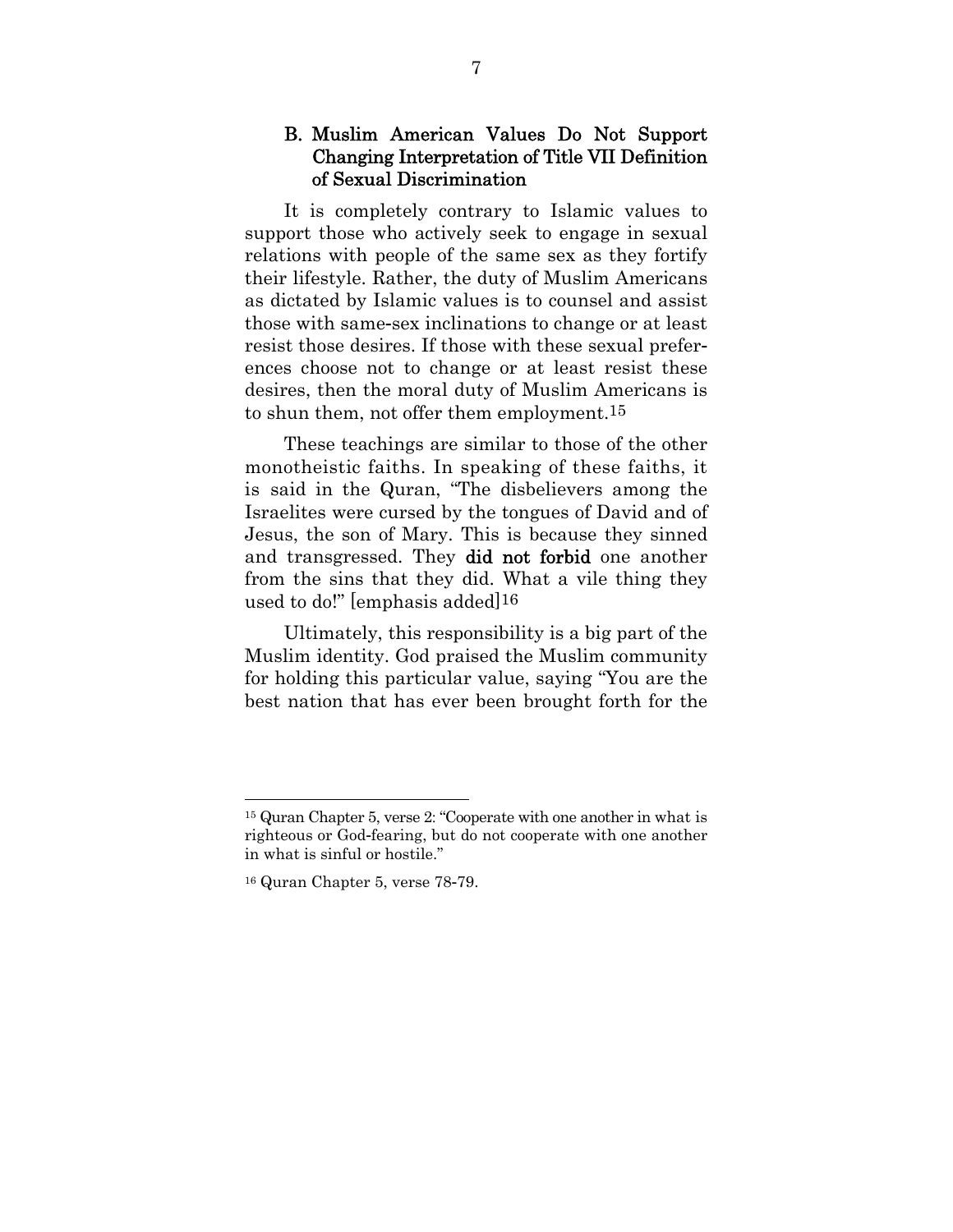### B. Muslim American Values Do Not Support Changing Interpretation of Title VII Definition of Sexual Discrimination

It is completely contrary to Islamic values to support those who actively seek to engage in sexual relations with people of the same sex as they fortify their lifestyle. Rather, the duty of Muslim Americans as dictated by Islamic values is to counsel and assist those with same-sex inclinations to change or at least resist those desires. If those with these sexual preferences choose not to change or at least resist these desires, then the moral duty of Muslim Americans is to shun them, not offer them employment.[15]

These teachings are similar to those of the other monotheistic faiths. In speaking of these faiths, it is said in the Quran, "The disbelievers among the Israelites were cursed by the tongues of David and of Jesus, the son of Mary. This is because they sinned and transgressed. They **did not forbid** one another from the sins that they did. What a vile thing they used to do!" [emphasis added][16]

Ultimately, this responsibility is a big part of the Muslim identity. God praised the Muslim community for holding this particular value, saying "You are the best nation that has ever been brought forth for the

---

[15] Quran Chapter 5, verse 2: "Cooperate with one another in what is righteous or God-fearing, but do not cooperate with one another in what is sinful or hostile."

[16] Quran Chapter 5, verse 78-79.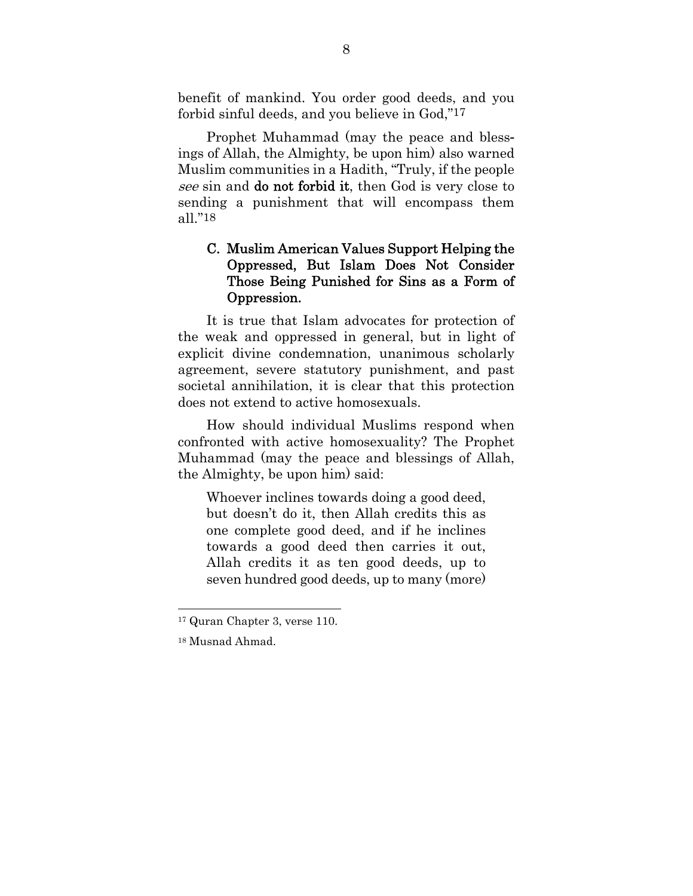benefit of mankind. You order good deeds, and you forbid sinful deeds, and you believe in God,"[17]

Prophet Muhammad (may the peace and blessings of Allah, the Almighty, be upon him) also warned Muslim communities in a Hadith, "Truly, if the people *see* sin and **do not forbid it**, then God is very close to sending a punishment that will encompass them all."[18]

### C. Muslim American Values Support Helping the Oppressed, But Islam Does Not Consider Those Being Punished for Sins as a Form of Oppression.

It is true that Islam advocates for protection of the weak and oppressed in general, but in light of explicit divine condemnation, unanimous scholarly agreement, severe statutory punishment, and past societal annihilation, it is clear that this protection does not extend to active homosexuals.

How should individual Muslims respond when confronted with active homosexuality? The Prophet Muhammad (may the peace and blessings of Allah, the Almighty, be upon him) said:

> Whoever inclines towards doing a good deed, but doesn't do it, then Allah credits this as one complete good deed, and if he inclines towards a good deed then carries it out, Allah credits it as ten good deeds, up to seven hundred good deeds, up to many (more)

---

[17] Quran Chapter 3, verse 110.

[18] Musnad Ahmad.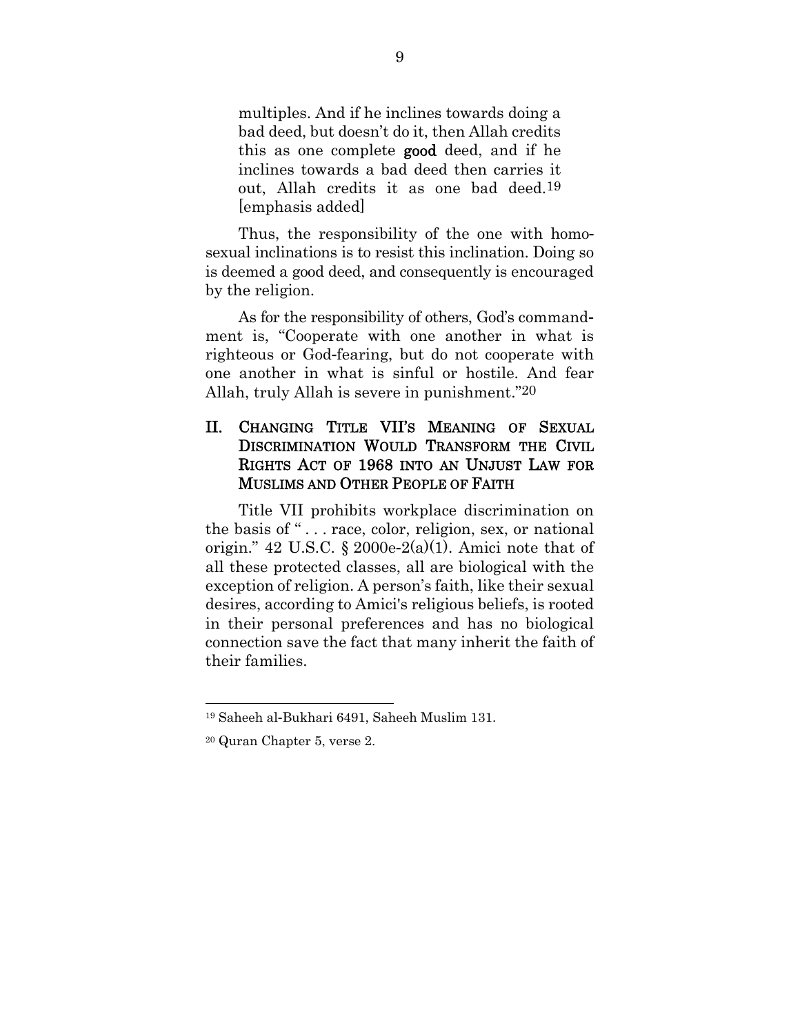> multiples. And if he inclines towards doing a bad deed, but doesn't do it, then Allah credits this as one complete **good** deed, and if he inclines towards a bad deed then carries it out, Allah credits it as one bad deed.[19] [emphasis added]

Thus, the responsibility of the one with homosexual inclinations is to resist this inclination. Doing so is deemed a good deed, and consequently is encouraged by the religion.

As for the responsibility of others, God's commandment is, "Cooperate with one another in what is righteous or God-fearing, but do not cooperate with one another in what is sinful or hostile. And fear Allah, truly Allah is severe in punishment."[20]

## II. CHANGING TITLE VII'S MEANING OF SEXUAL DISCRIMINATION WOULD TRANSFORM THE CIVIL RIGHTS ACT OF 1968 INTO AN UNJUST LAW FOR MUSLIMS AND OTHER PEOPLE OF FAITH

Title VII prohibits workplace discrimination on the basis of " . . . race, color, religion, sex, or national origin." 42 U.S.C. § 2000e-2(a)(1). Amici note that of all these protected classes, all are biological with the exception of religion. A person's faith, like their sexual desires, according to Amici's religious beliefs, is rooted in their personal preferences and has no biological connection save the fact that many inherit the faith of their families.

---

[19] Saheeh al-Bukhari 6491, Saheeh Muslim 131.

[20] Quran Chapter 5, verse 2.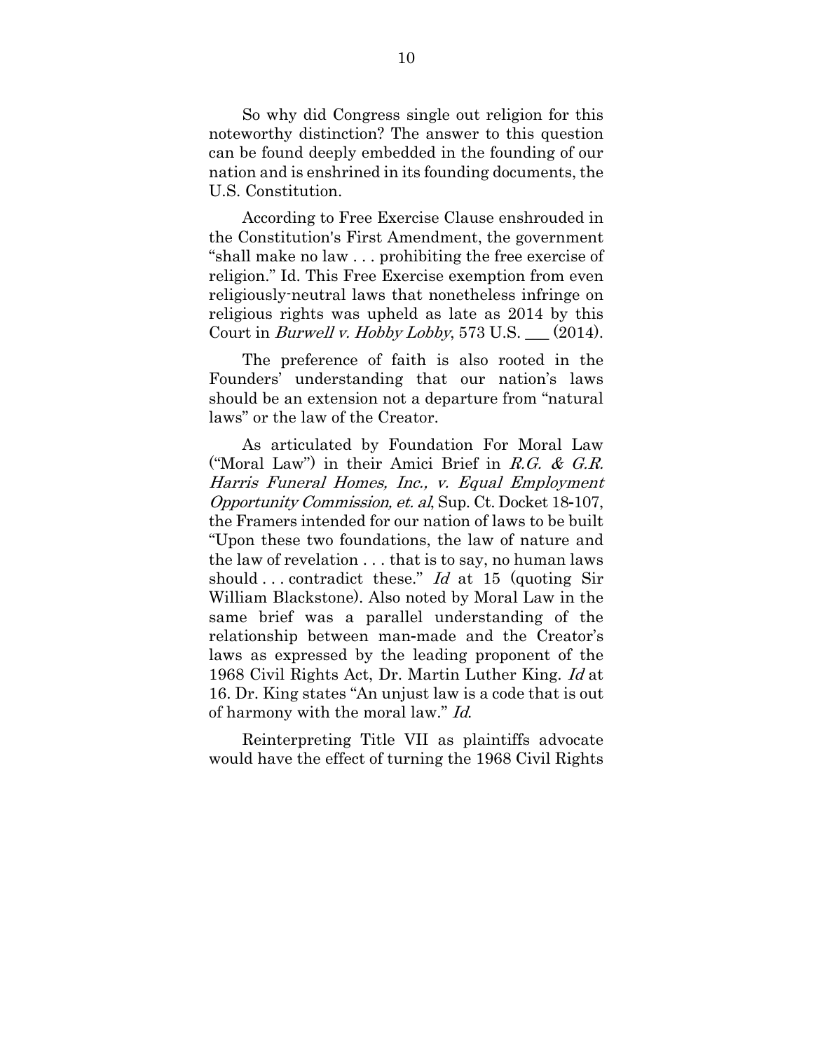So why did Congress single out religion for this noteworthy distinction? The answer to this question can be found deeply embedded in the founding of our nation and is enshrined in its founding documents, the U.S. Constitution.

According to Free Exercise Clause enshrouded in the Constitution's First Amendment, the government "shall make no law . . . prohibiting the free exercise of religion." Id. This Free Exercise exemption from even religiously-neutral laws that nonetheless infringe on religious rights was upheld as late as 2014 by this Court in *Burwell v. Hobby Lobby*, 573 U.S. ___ (2014).

The preference of faith is also rooted in the Founders' understanding that our nation's laws should be an extension not a departure from "natural laws" or the law of the Creator.

As articulated by Foundation For Moral Law ("Moral Law") in their Amici Brief in *R.G. & G.R. Harris Funeral Homes, Inc., v. Equal Employment Opportunity Commission, et. al*, Sup. Ct. Docket 18-107, the Framers intended for our nation of laws to be built "Upon these two foundations, the law of nature and the law of revelation . . . that is to say, no human laws should . . . contradict these." *Id* at 15 (quoting Sir William Blackstone). Also noted by Moral Law in the same brief was a parallel understanding of the relationship between man-made and the Creator's laws as expressed by the leading proponent of the 1968 Civil Rights Act, Dr. Martin Luther King. *Id* at 16. Dr. King states "An unjust law is a code that is out of harmony with the moral law." *Id*.

Reinterpreting Title VII as plaintiffs advocate would have the effect of turning the 1968 Civil Rights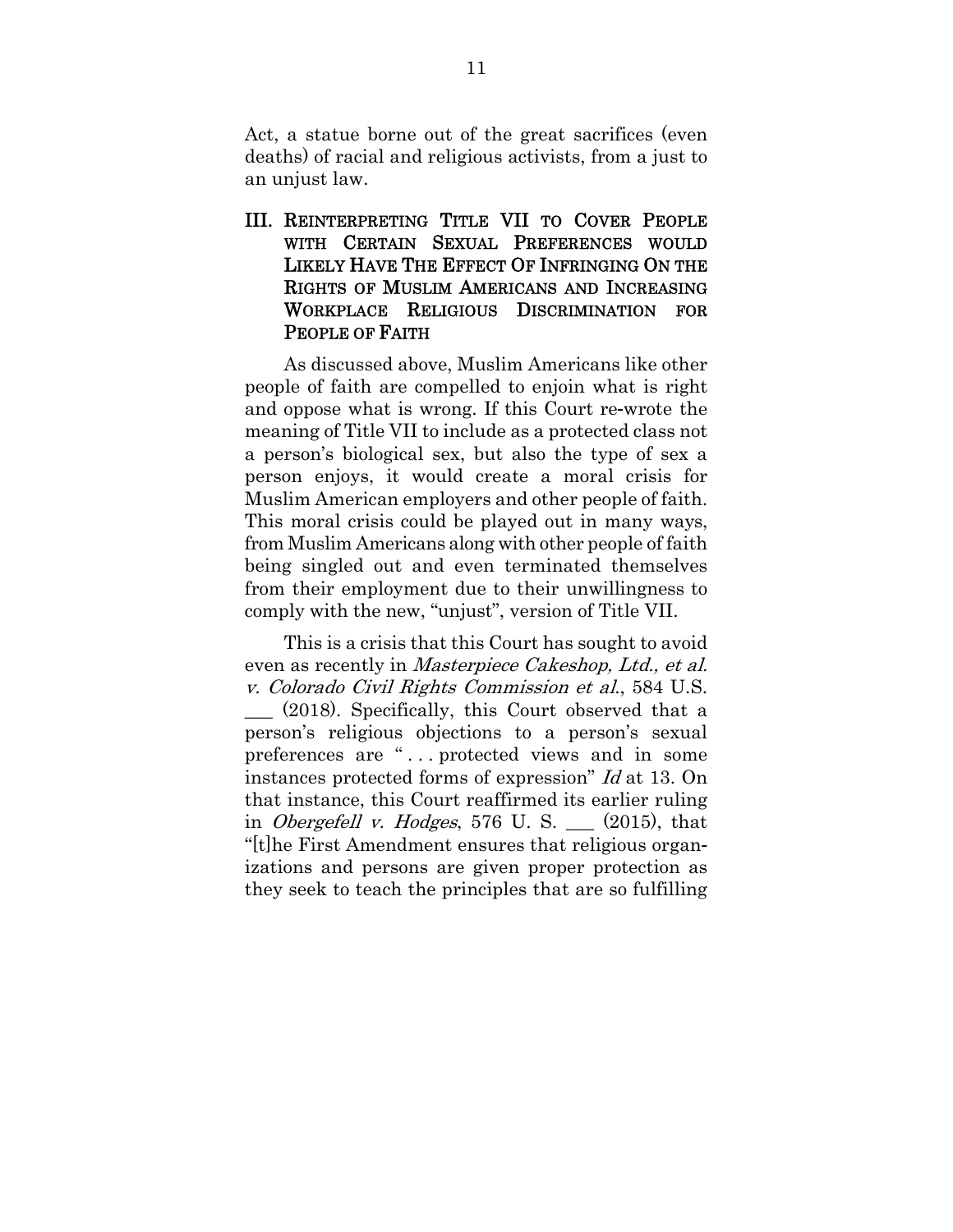Act, a statue borne out of the great sacrifices (even deaths) of racial and religious activists, from a just to an unjust law.

## III. REINTERPRETING TITLE VII TO COVER PEOPLE WITH CERTAIN SEXUAL PREFERENCES WOULD LIKELY HAVE THE EFFECT OF INFRINGING ON THE RIGHTS OF MUSLIM AMERICANS AND INCREASING WORKPLACE RELIGIOUS DISCRIMINATION FOR PEOPLE OF FAITH

As discussed above, Muslim Americans like other people of faith are compelled to enjoin what is right and oppose what is wrong. If this Court re-wrote the meaning of Title VII to include as a protected class not a person's biological sex, but also the type of sex a person enjoys, it would create a moral crisis for Muslim American employers and other people of faith. This moral crisis could be played out in many ways, from Muslim Americans along with other people of faith being singled out and even terminated themselves from their employment due to their unwillingness to comply with the new, "unjust", version of Title VII.

This is a crisis that this Court has sought to avoid even as recently in *Masterpiece Cakeshop, Ltd., et al. v. Colorado Civil Rights Commission et al.*, 584 U.S. ___ (2018). Specifically, this Court observed that a person's religious objections to a person's sexual preferences are " . . . protected views and in some instances protected forms of expression" *Id* at 13. On that instance, this Court reaffirmed its earlier ruling in *Obergefell v. Hodges*, 576 U. S. ___ (2015), that "[t]he First Amendment ensures that religious organizations and persons are given proper protection as they seek to teach the principles that are so fulfilling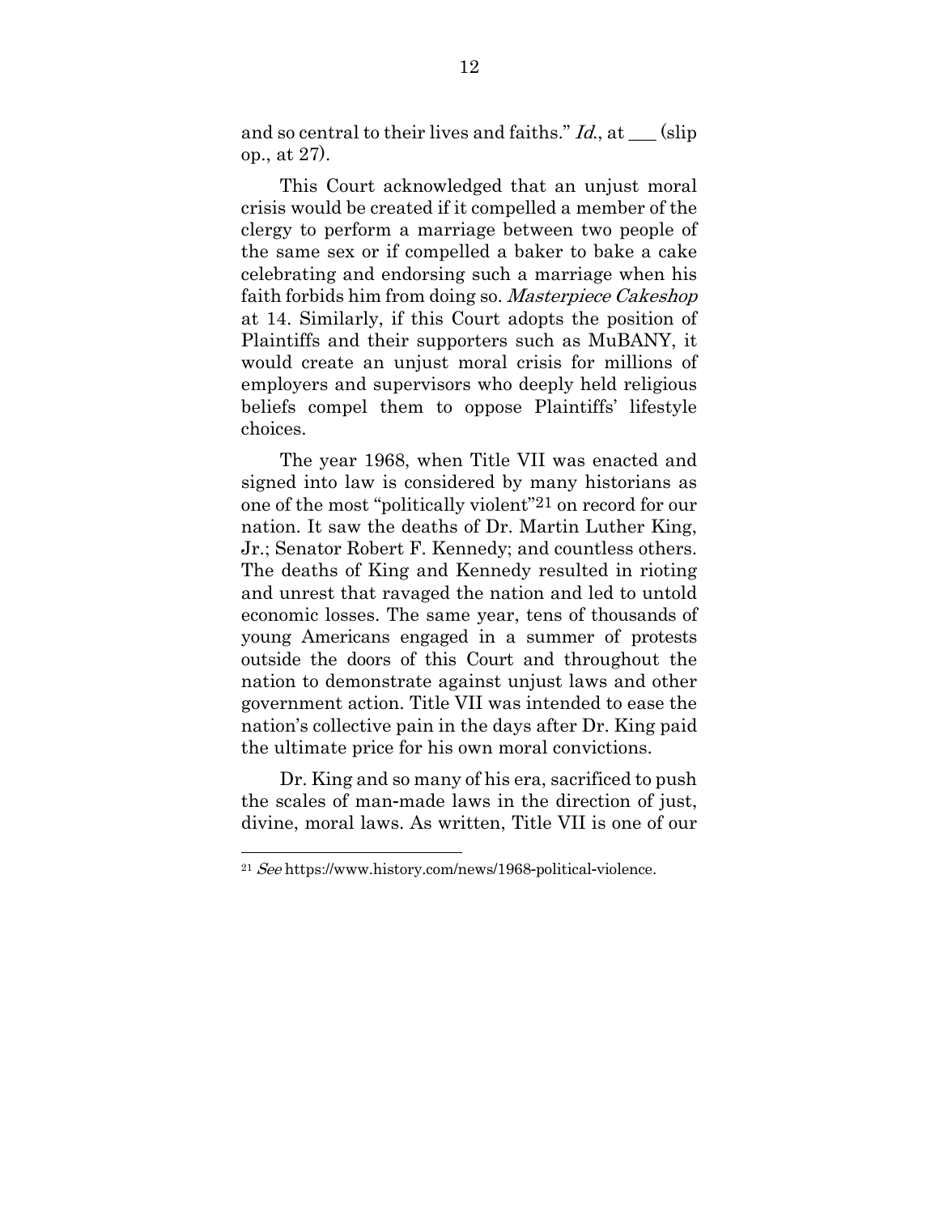and so central to their lives and faiths." *Id.*, at ___ (slip op., at 27).

This Court acknowledged that an unjust moral crisis would be created if it compelled a member of the clergy to perform a marriage between two people of the same sex or if compelled a baker to bake a cake celebrating and endorsing such a marriage when his faith forbids him from doing so. *Masterpiece Cakeshop* at 14. Similarly, if this Court adopts the position of Plaintiffs and their supporters such as MuBANY, it would create an unjust moral crisis for millions of employers and supervisors who deeply held religious beliefs compel them to oppose Plaintiffs' lifestyle choices.

The year 1968, when Title VII was enacted and signed into law is considered by many historians as one of the most "politically violent"[21] on record for our nation. It saw the deaths of Dr. Martin Luther King, Jr.; Senator Robert F. Kennedy; and countless others. The deaths of King and Kennedy resulted in rioting and unrest that ravaged the nation and led to untold economic losses. The same year, tens of thousands of young Americans engaged in a summer of protests outside the doors of this Court and throughout the nation to demonstrate against unjust laws and other government action. Title VII was intended to ease the nation's collective pain in the days after Dr. King paid the ultimate price for his own moral convictions.

Dr. King and so many of his era, sacrificed to push the scales of man-made laws in the direction of just, divine, moral laws. As written, Title VII is one of our

---

[21] *See* https://www.history.com/news/1968-political-violence.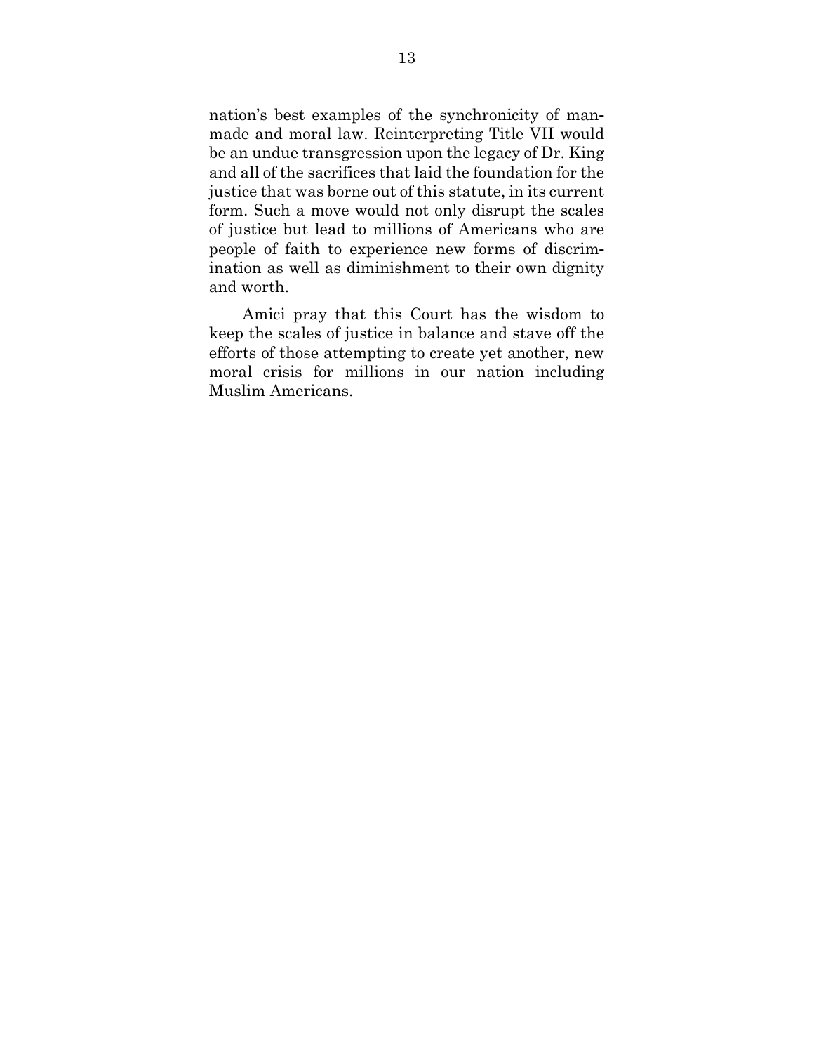nation's best examples of the synchronicity of man-made and moral law. Reinterpreting Title VII would be an undue transgression upon the legacy of Dr. King and all of the sacrifices that laid the foundation for the justice that was borne out of this statute, in its current form. Such a move would not only disrupt the scales of justice but lead to millions of Americans who are people of faith to experience new forms of discrimination as well as diminishment to their own dignity and worth.

Amici pray that this Court has the wisdom to keep the scales of justice in balance and stave off the efforts of those attempting to create yet another, new moral crisis for millions in our nation including Muslim Americans.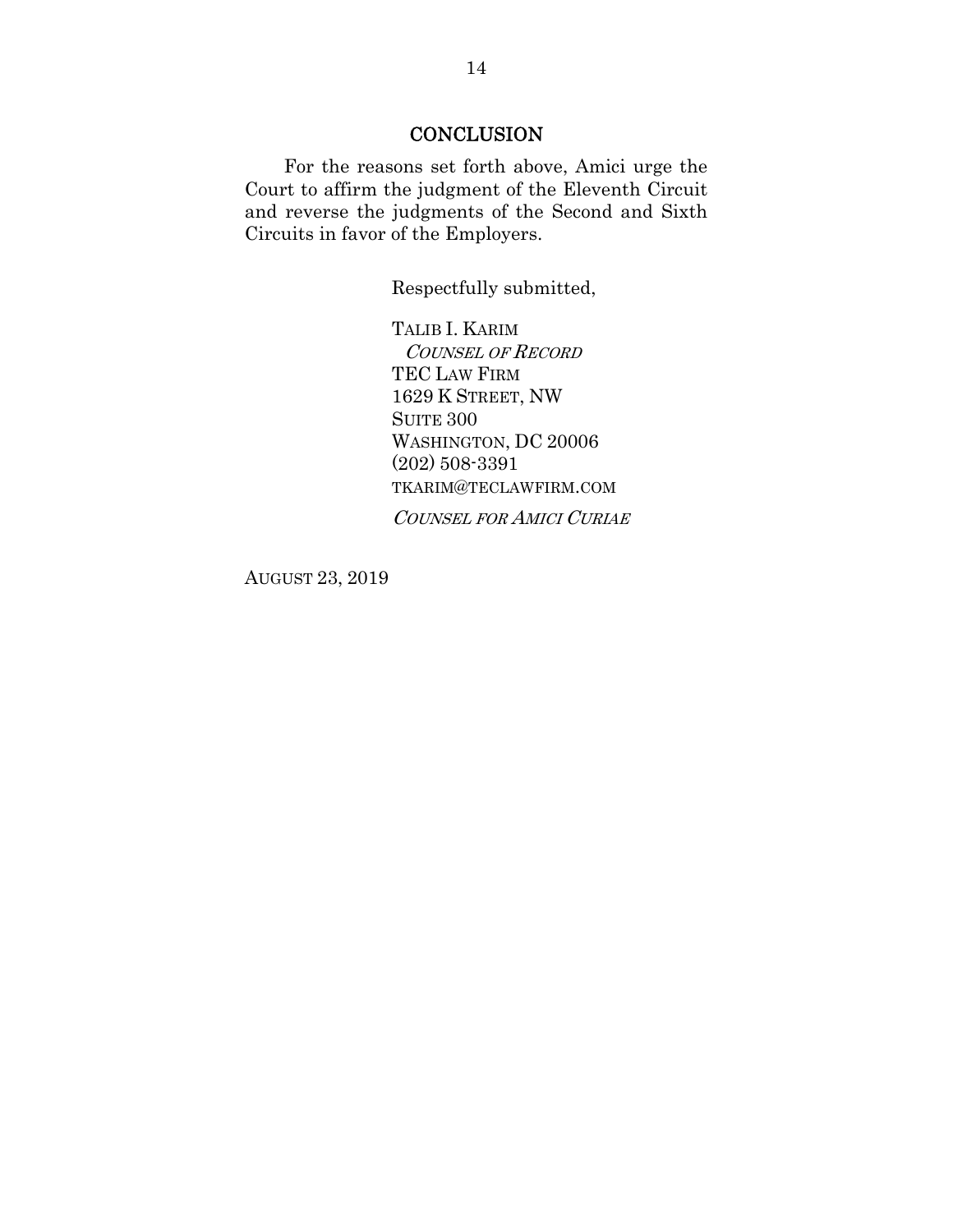## CONCLUSION

For the reasons set forth above, Amici urge the Court to affirm the judgment of the Eleventh Circuit and reverse the judgments of the Second and Sixth Circuits in favor of the Employers.

Respectfully submitted,

TALIB I. KARIM
*COUNSEL OF RECORD*
TEC LAW FIRM
1629 K STREET, NW
SUITE 300
WASHINGTON, DC 20006
(202) 508-3391
TKARIM@TECLAWFIRM.COM

*COUNSEL FOR AMICI CURIAE*

AUGUST 23, 2019